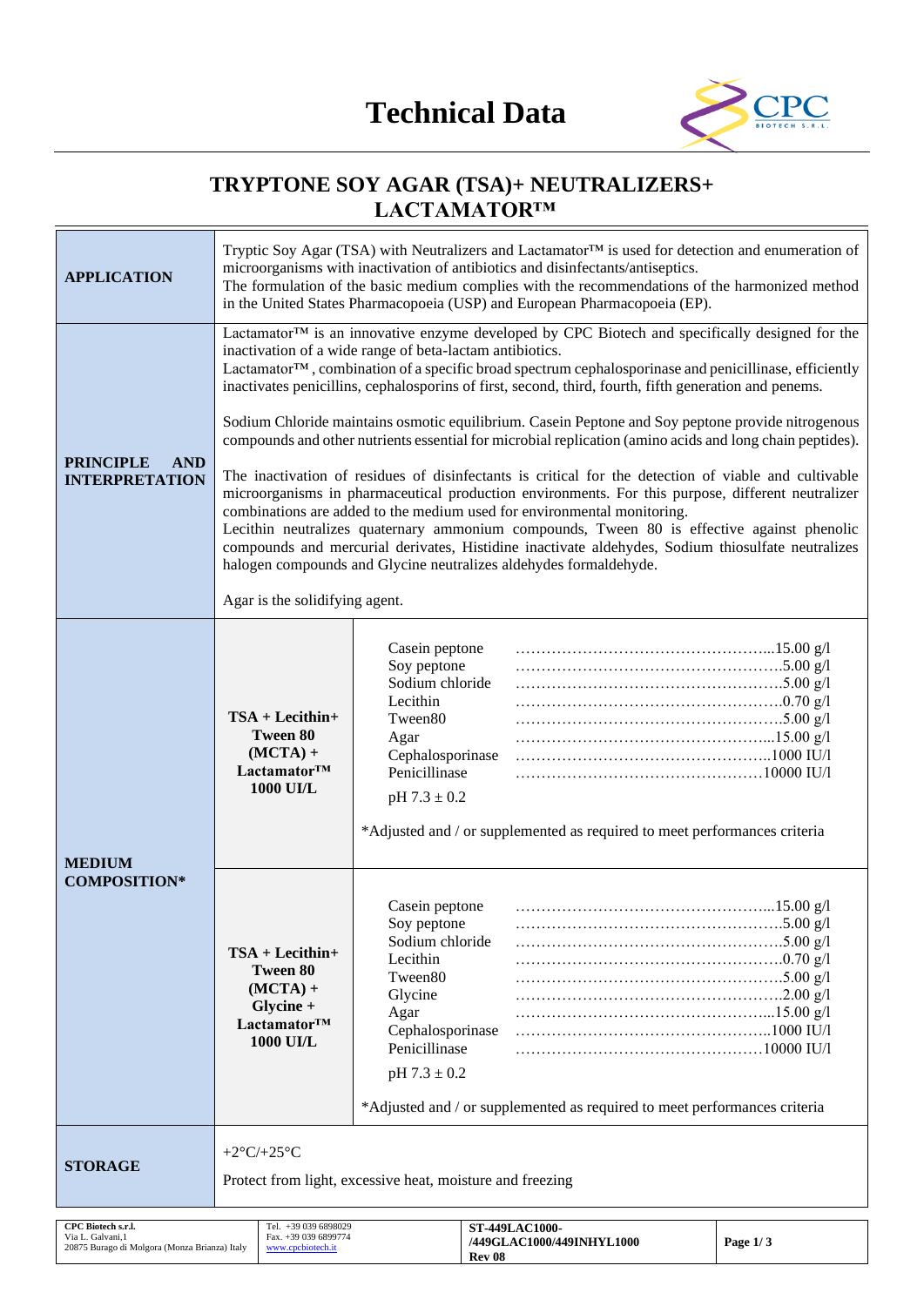# Technical Data

## TRYPTONE SOY AGAR (TSA)+ NEUTRALIZERS+ LACTAMATOR™

| | | |
|---|---|---|
| **APPLICATION** | Tryptic Soy Agar (TSA) with Neutralizers and Lactamator™ is used for detection and enumeration of microorganisms with inactivation of antibiotics and disinfectants/antiseptics.<br>The formulation of the basic medium complies with the recommendations of the harmonized method in the United States Pharmacopoeia (USP) and European Pharmacopoeia (EP). | |
| **PRINCIPLE AND INTERPRETATION** | Lactamator™ is an innovative enzyme developed by CPC Biotech and specifically designed for the inactivation of a wide range of beta-lactam antibiotics.<br>Lactamator™ , combination of a specific broad spectrum cephalosporinase and penicillinase, efficiently inactivates penicillins, cephalosporins of first, second, third, fourth, fifth generation and penems.<br><br>Sodium Chloride maintains osmotic equilibrium. Casein Peptone and Soy peptone provide nitrogenous compounds and other nutrients essential for microbial replication (amino acids and long chain peptides).<br><br>The inactivation of residues of disinfectants is critical for the detection of viable and cultivable microorganisms in pharmaceutical production environments. For this purpose, different neutralizer combinations are added to the medium used for environmental monitoring.<br>Lecithin neutralizes quaternary ammonium compounds, Tween 80 is effective against phenolic compounds and mercurial derivates, Histidine inactivate aldehydes, Sodium thiosulfate neutralizes halogen compounds and Glycine neutralizes aldehydes formaldehyde.<br><br>Agar is the solidifying agent. | |
| **MEDIUM COMPOSITION*** | **TSA + Lecithin+ Tween 80 (MCTA) + Lactamator™ 1000 UI/L** | Casein peptone ...15.00 g/l<br>Soy peptone ...5.00 g/l<br>Sodium chloride ...5.00 g/l<br>Lecithin ...0.70 g/l<br>Tween80 ...5.00 g/l<br>Agar ...15.00 g/l<br>Cephalosporinase ...1000 IU/l<br>Penicillinase ...10000 IU/l<br><br>pH 7.3 ± 0.2<br><br>*Adjusted and / or supplemented as required to meet performances criteria |
| | **TSA + Lecithin+ Tween 80 (MCTA) + Glycine + Lactamator™ 1000 UI/L** | Casein peptone ...15.00 g/l<br>Soy peptone ...5.00 g/l<br>Sodium chloride ...5.00 g/l<br>Lecithin ...0.70 g/l<br>Tween80 ...5.00 g/l<br>Glycine ...2.00 g/l<br>Agar ...15.00 g/l<br>Cephalosporinase ...1000 IU/l<br>Penicillinase ...10000 IU/l<br><br>pH 7.3 ± 0.2<br><br>*Adjusted and / or supplemented as required to meet performances criteria |
| **STORAGE** | +2°C/+25°C<br><br>Protect from light, excessive heat, moisture and freezing | |

**CPC Biotech s.r.l.**
Via L. Galvani,1
20875 Burago di Molgora (Monza Brianza) Italy

Tel. +39 039 6898029
Fax. +39 039 6899774
www.cpcbiotech.it

**ST-449LAC1000-/449GLAC1000/449INHYL1000**
**Rev 08**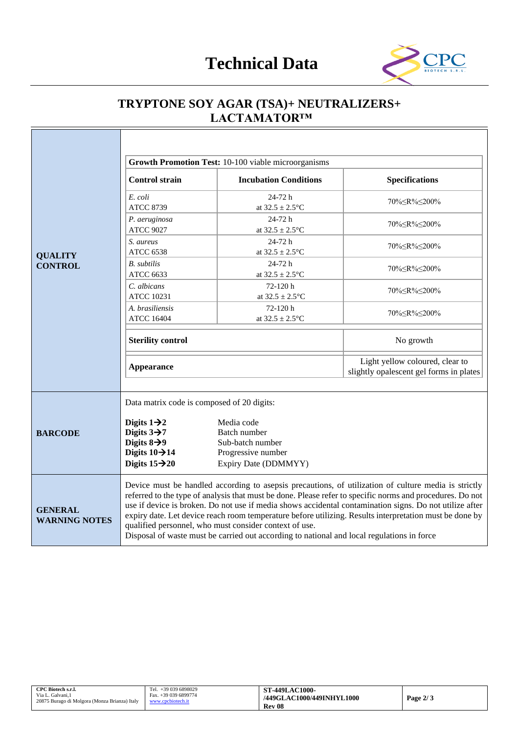# Technical Data

## TRYPTONE SOY AGAR (TSA)+ NEUTRALIZERS+ LACTAMATOR™

### QUALITY CONTROL

**Growth Promotion Test:** 10-100 viable microorganisms

| **Control strain** | **Incubation Conditions** | **Specifications** |
|---|---|---|
| *E. coli* ATCC 8739 | 24-72 h at 32.5 ± 2.5°C | 70%≤R%≤200% |
| *P. aeruginosa* ATCC 9027 | 24-72 h at 32.5 ± 2.5°C | 70%≤R%≤200% |
| *S. aureus* ATCC 6538 | 24-72 h at 32.5 ± 2.5°C | 70%≤R%≤200% |
| *B. subtilis* ATCC 6633 | 24-72 h at 32.5 ± 2.5°C | 70%≤R%≤200% |
| *C. albicans* ATCC 10231 | 72-120 h at 32.5 ± 2.5°C | 70%≤R%≤200% |
| *A. brasiliensis* ATCC 16404 | 72-120 h at 32.5 ± 2.5°C | 70%≤R%≤200% |

| | |
|---|---|
| **Sterility control** | No growth |
| **Appearance** | Light yellow coloured, clear to slightly opalescent gel forms in plates |

### BARCODE

Data matrix code is composed of 20 digits:

| | |
|---|---|
| **Digits 1→2** | Media code |
| **Digits 3→7** | Batch number |
| **Digits 8→9** | Sub-batch number |
| **Digits 10→14** | Progressive number |
| **Digits 15→20** | Expiry Date (DDMMYY) |

### GENERAL WARNING NOTES

Device must be handled according to asepsis precautions, of utilization of culture media is strictly referred to the type of analysis that must be done. Please refer to specific norms and procedures. Do not use if device is broken. Do not use if media shows accidental contamination signs. Do not utilize after expiry date. Let device reach room temperature before utilizing. Results interpretation must be done by qualified personnel, who must consider context of use.
Disposal of waste must be carried out according to national and local regulations in force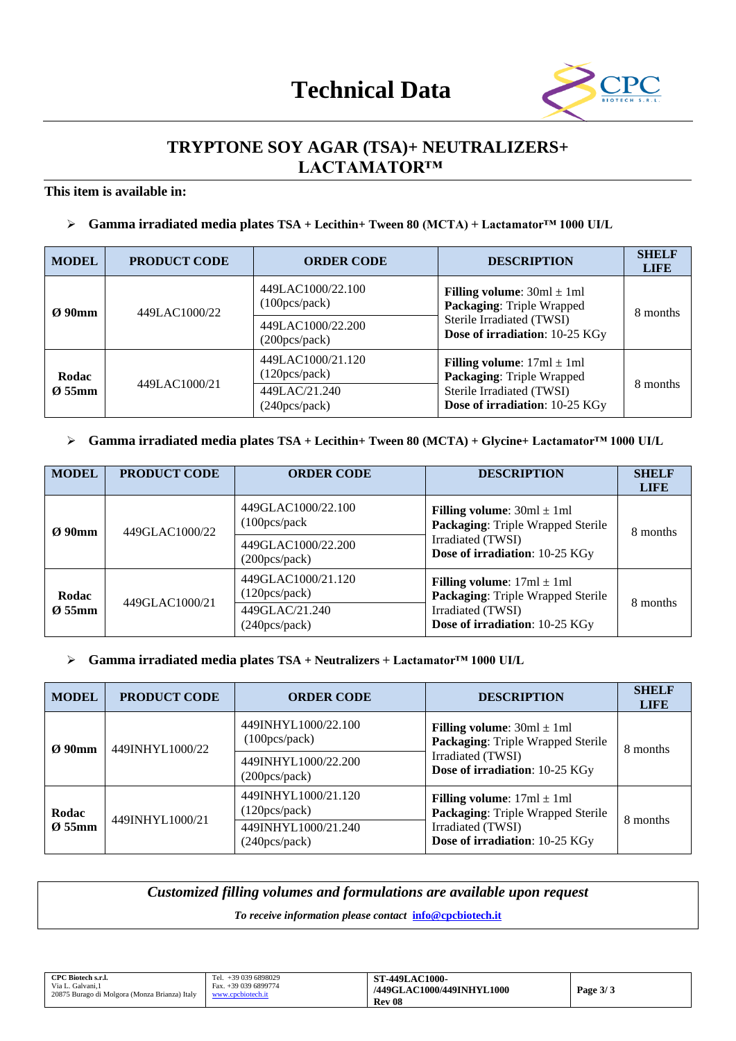# Technical Data

## TRYPTONE SOY AGAR (TSA)+ NEUTRALIZERS+ LACTAMATOR™

**This item is available in:**

- **Gamma irradiated media plates TSA + Lecithin+ Tween 80 (MCTA) + Lactamator™ 1000 UI/L**

| MODEL | PRODUCT CODE | ORDER CODE | DESCRIPTION | SHELF LIFE |
|---|---|---|---|---|
| **Ø 90mm** | 449LAC1000/22 | 449LAC1000/22.100 (100pcs/pack) | **Filling volume**: 30ml ± 1ml **Packaging**: Triple Wrapped Sterile Irradiated (TWSI) **Dose of irradiation**: 10-25 KGy | 8 months |
| | | 449LAC1000/22.200 (200pcs/pack) | | |
| **Rodac Ø 55mm** | 449LAC1000/21 | 449LAC1000/21.120 (120pcs/pack) | **Filling volume**: 17ml ± 1ml **Packaging**: Triple Wrapped Sterile Irradiated (TWSI) **Dose of irradiation**: 10-25 KGy | 8 months |
| | | 449LAC/21.240 (240pcs/pack) | | |

- **Gamma irradiated media plates TSA + Lecithin+ Tween 80 (MCTA) + Glycine+ Lactamator™ 1000 UI/L**

| MODEL | PRODUCT CODE | ORDER CODE | DESCRIPTION | SHELF LIFE |
|---|---|---|---|---|
| **Ø 90mm** | 449GLAC1000/22 | 449GLAC1000/22.100 (100pcs/pack | **Filling volume**: 30ml ± 1ml **Packaging**: Triple Wrapped Sterile Irradiated (TWSI) **Dose of irradiation**: 10-25 KGy | 8 months |
| | | 449GLAC1000/22.200 (200pcs/pack) | | |
| **Rodac Ø 55mm** | 449GLAC1000/21 | 449GLAC1000/21.120 (120pcs/pack) | **Filling volume**: 17ml ± 1ml **Packaging**: Triple Wrapped Sterile Irradiated (TWSI) **Dose of irradiation**: 10-25 KGy | 8 months |
| | | 449GLAC/21.240 (240pcs/pack) | | |

- **Gamma irradiated media plates TSA + Neutralizers + Lactamator™ 1000 UI/L**

| MODEL | PRODUCT CODE | ORDER CODE | DESCRIPTION | SHELF LIFE |
|---|---|---|---|---|
| **Ø 90mm** | 449INHYL1000/22 | 449INHYL1000/22.100 (100pcs/pack) | **Filling volume**: 30ml ± 1ml **Packaging**: Triple Wrapped Sterile Irradiated (TWSI) **Dose of irradiation**: 10-25 KGy | 8 months |
| | | 449INHYL1000/22.200 (200pcs/pack) | | |
| **Rodac Ø 55mm** | 449INHYL1000/21 | 449INHYL1000/21.120 (120pcs/pack) | **Filling volume**: 17ml ± 1ml **Packaging**: Triple Wrapped Sterile Irradiated (TWSI) **Dose of irradiation**: 10-25 KGy | 8 months |
| | | 449INHYL1000/21.240 (240pcs/pack) | | |

***Customized filling volumes and formulations are available upon request***

***To receive information please contact*** **info@cpcbiotech.it**

CPC Biotech s.r.l.
Via L. Galvani,1
20875 Burago di Molgora (Monza Brianza) Italy

Tel. +39 039 6898029
Fax. +39 039 6899774
www.cpcbiotech.it

**ST-449LAC1000-/449GLAC1000/449INHYL1000**
**Rev 08**